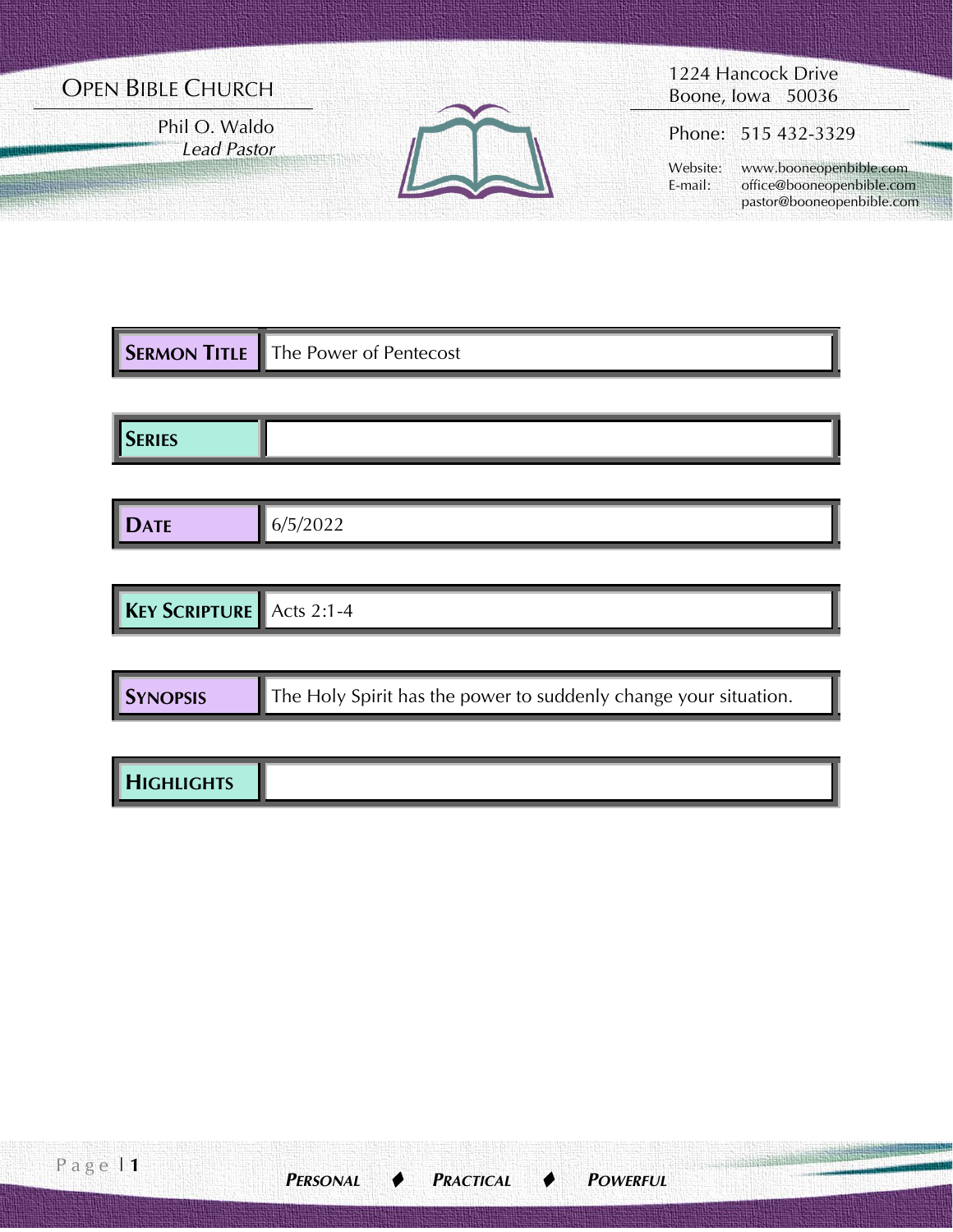# Open Bible Church

Phil O. Waldo
*Lead Pastor*

1224 Hancock Drive
Boone, Iowa 50036

Phone: 515 432-3329

Website: www.booneopenbible.com
E-mail: office@booneopenbible.com
pastor@booneopenbible.com

| | |
|---|---|
| **Sermon Title** | The Power of Pentecost |
| **Series** | |
| **Date** | 6/5/2022 |
| **Key Scripture** | Acts 2:1-4 |
| **Synopsis** | The Holy Spirit has the power to suddenly change your situation. |
| **Highlights** | |

***Personal ♦ Practical ♦ Powerful***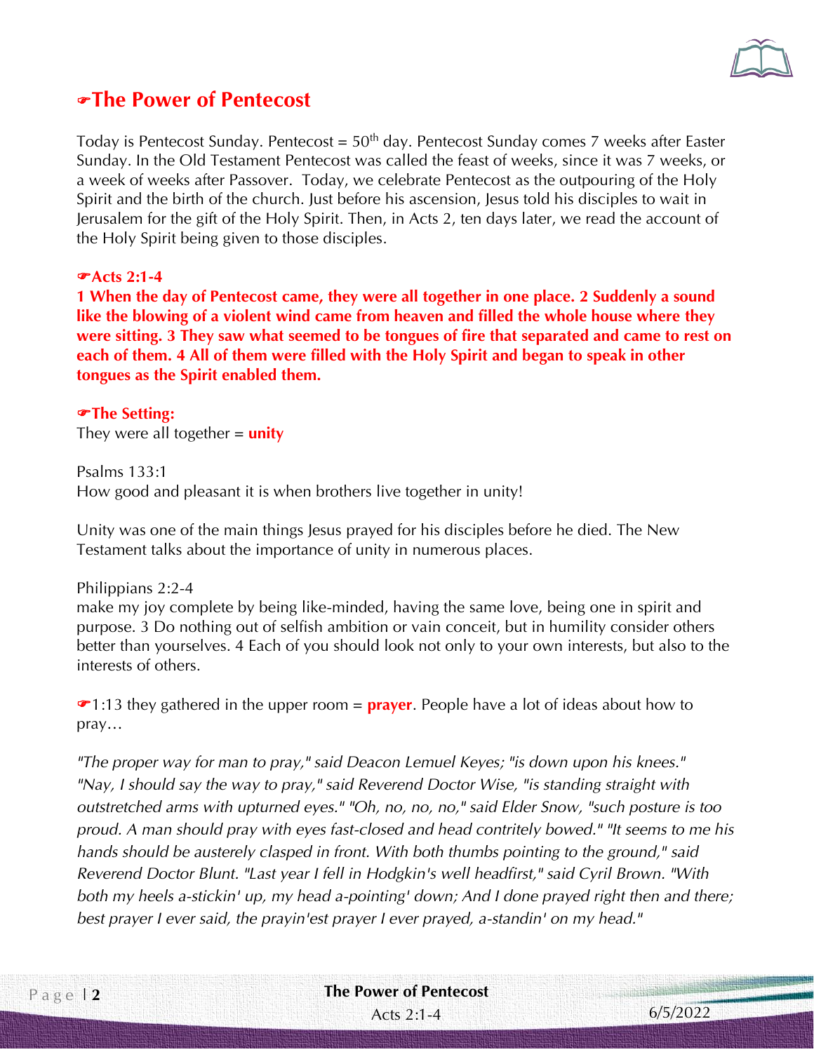## ☛The Power of Pentecost

Today is Pentecost Sunday. Pentecost = 50th day. Pentecost Sunday comes 7 weeks after Easter Sunday. In the Old Testament Pentecost was called the feast of weeks, since it was 7 weeks, or a week of weeks after Passover. Today, we celebrate Pentecost as the outpouring of the Holy Spirit and the birth of the church. Just before his ascension, Jesus told his disciples to wait in Jerusalem for the gift of the Holy Spirit. Then, in Acts 2, ten days later, we read the account of the Holy Spirit being given to those disciples.

**☛Acts 2:1-4**

**1 When the day of Pentecost came, they were all together in one place. 2 Suddenly a sound like the blowing of a violent wind came from heaven and filled the whole house where they were sitting. 3 They saw what seemed to be tongues of fire that separated and came to rest on each of them. 4 All of them were filled with the Holy Spirit and began to speak in other tongues as the Spirit enabled them.**

**☛The Setting:**

They were all together = **unity**

Psalms 133:1
How good and pleasant it is when brothers live together in unity!

Unity was one of the main things Jesus prayed for his disciples before he died. The New Testament talks about the importance of unity in numerous places.

Philippians 2:2-4
make my joy complete by being like-minded, having the same love, being one in spirit and purpose. 3 Do nothing out of selfish ambition or vain conceit, but in humility consider others better than yourselves. 4 Each of you should look not only to your own interests, but also to the interests of others.

☛1:13 they gathered in the upper room = **prayer**. People have a lot of ideas about how to pray…

*"The proper way for man to pray," said Deacon Lemuel Keyes; "is down upon his knees." "Nay, I should say the way to pray," said Reverend Doctor Wise, "is standing straight with outstretched arms with upturned eyes." "Oh, no, no, no," said Elder Snow, "such posture is too proud. A man should pray with eyes fast-closed and head contritely bowed." "It seems to me his hands should be austerely clasped in front. With both thumbs pointing to the ground," said Reverend Doctor Blunt. "Last year I fell in Hodgkin's well headfirst," said Cyril Brown. "With both my heels a-stickin' up, my head a-pointing' down; And I done prayed right then and there; best prayer I ever said, the prayin'est prayer I ever prayed, a-standin' on my head."*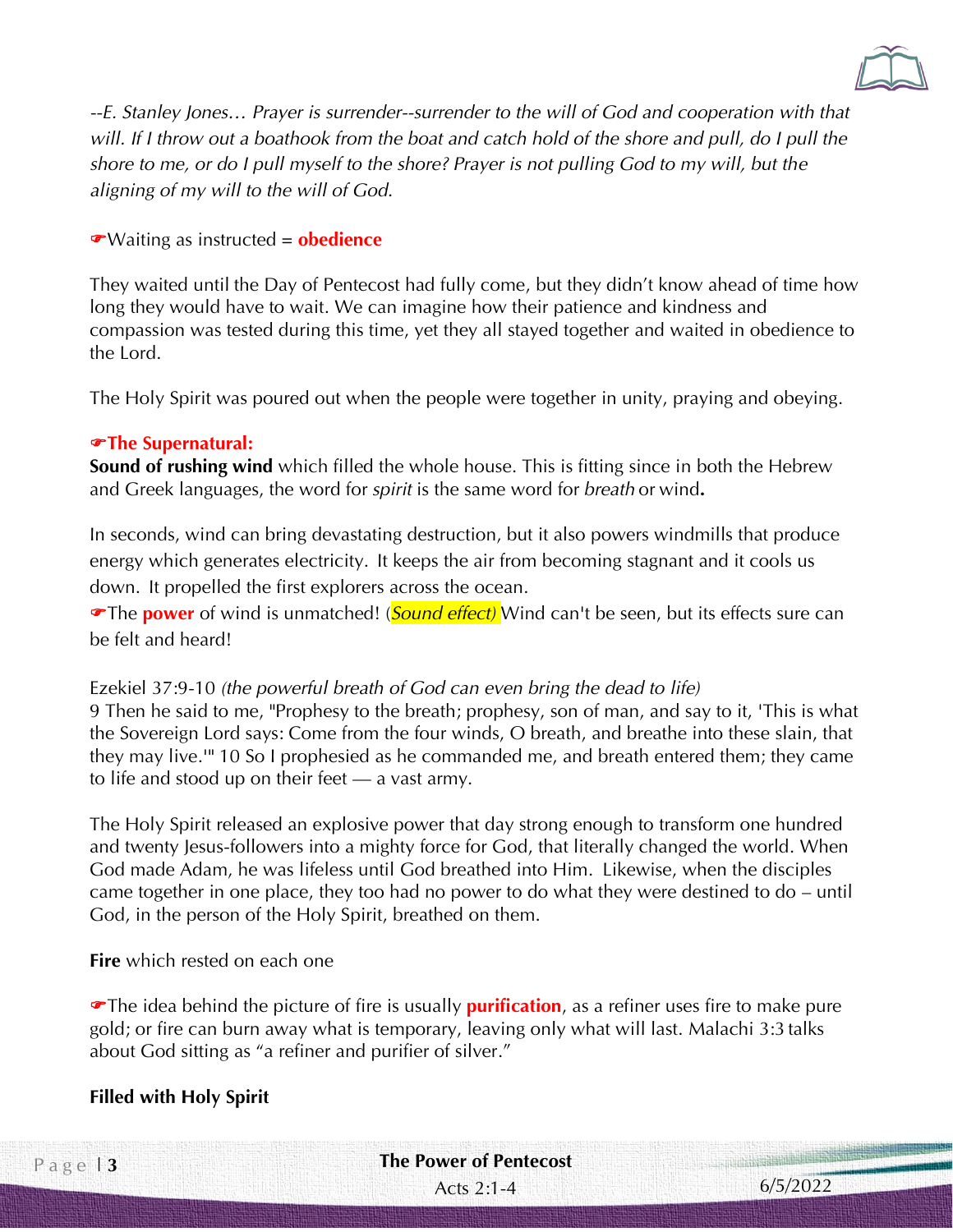*--E. Stanley Jones… Prayer is surrender--surrender to the will of God and cooperation with that will. If I throw out a boathook from the boat and catch hold of the shore and pull, do I pull the shore to me, or do I pull myself to the shore? Prayer is not pulling God to my will, but the aligning of my will to the will of God.*

☛Waiting as instructed = **obedience**

They waited until the Day of Pentecost had fully come, but they didn't know ahead of time how long they would have to wait. We can imagine how their patience and kindness and compassion was tested during this time, yet they all stayed together and waited in obedience to the Lord.

The Holy Spirit was poured out when the people were together in unity, praying and obeying.

**☛The Supernatural:**

**Sound of rushing wind** which filled the whole house. This is fitting since in both the Hebrew and Greek languages, the word for *spirit* is the same word for *breath* or wind**.**

In seconds, wind can bring devastating destruction, but it also powers windmills that produce energy which generates electricity. It keeps the air from becoming stagnant and it cools us down. It propelled the first explorers across the ocean.

☛The **power** of wind is unmatched! (*Sound effect)* Wind can't be seen, but its effects sure can be felt and heard!

Ezekiel 37:9-10 *(the powerful breath of God can even bring the dead to life)*

9 Then he said to me, "Prophesy to the breath; prophesy, son of man, and say to it, 'This is what the Sovereign Lord says: Come from the four winds, O breath, and breathe into these slain, that they may live.'" 10 So I prophesied as he commanded me, and breath entered them; they came to life and stood up on their feet — a vast army.

The Holy Spirit released an explosive power that day strong enough to transform one hundred and twenty Jesus-followers into a mighty force for God, that literally changed the world. When God made Adam, he was lifeless until God breathed into Him. Likewise, when the disciples came together in one place, they too had no power to do what they were destined to do – until God, in the person of the Holy Spirit, breathed on them.

**Fire** which rested on each one

☛The idea behind the picture of fire is usually **purification**, as a refiner uses fire to make pure gold; or fire can burn away what is temporary, leaving only what will last. Malachi 3:3 talks about God sitting as "a refiner and purifier of silver."

**Filled with Holy Spirit**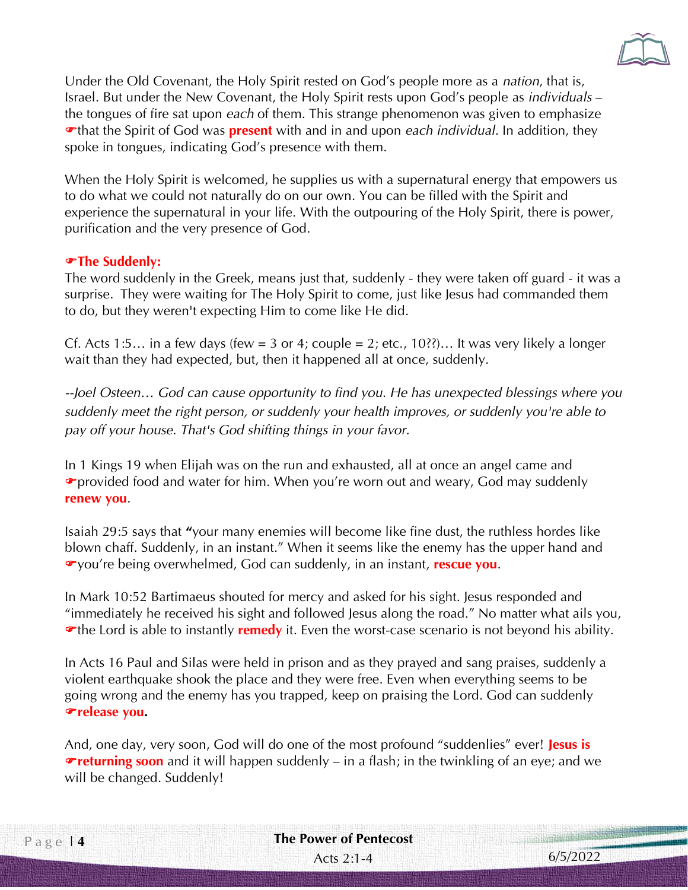Under the Old Covenant, the Holy Spirit rested on God's people more as a *nation*, that is, Israel. But under the New Covenant, the Holy Spirit rests upon God's people as *individuals* – the tongues of fire sat upon *each* of them. This strange phenomenon was given to emphasize ☛that the Spirit of God was **present** with and in and upon *each individual*. In addition, they spoke in tongues, indicating God's presence with them.

When the Holy Spirit is welcomed, he supplies us with a supernatural energy that empowers us to do what we could not naturally do on our own. You can be filled with the Spirit and experience the supernatural in your life. With the outpouring of the Holy Spirit, there is power, purification and the very presence of God.

**☛The Suddenly:**

The word suddenly in the Greek, means just that, suddenly - they were taken off guard - it was a surprise. They were waiting for The Holy Spirit to come, just like Jesus had commanded them to do, but they weren't expecting Him to come like He did.

Cf. Acts 1:5… in a few days (few = 3 or 4; couple = 2; etc., 10??)… It was very likely a longer wait than they had expected, but, then it happened all at once, suddenly.

*--Joel Osteen… God can cause opportunity to find you. He has unexpected blessings where you suddenly meet the right person, or suddenly your health improves, or suddenly you're able to pay off your house. That's God shifting things in your favor.*

In 1 Kings 19 when Elijah was on the run and exhausted, all at once an angel came and ☛provided food and water for him. When you're worn out and weary, God may suddenly **renew you**.

Isaiah 29:5 says that **"**your many enemies will become like fine dust, the ruthless hordes like blown chaff. Suddenly, in an instant." When it seems like the enemy has the upper hand and ☛you're being overwhelmed, God can suddenly, in an instant, **rescue you**.

In Mark 10:52 Bartimaeus shouted for mercy and asked for his sight. Jesus responded and "immediately he received his sight and followed Jesus along the road." No matter what ails you, ☛the Lord is able to instantly **remedy** it. Even the worst-case scenario is not beyond his ability.

In Acts 16 Paul and Silas were held in prison and as they prayed and sang praises, suddenly a violent earthquake shook the place and they were free. Even when everything seems to be going wrong and the enemy has you trapped, keep on praising the Lord. God can suddenly **☛release you.**

And, one day, very soon, God will do one of the most profound "suddenlies" ever! **Jesus is ☛returning soon** and it will happen suddenly – in a flash; in the twinkling of an eye; and we will be changed. Suddenly!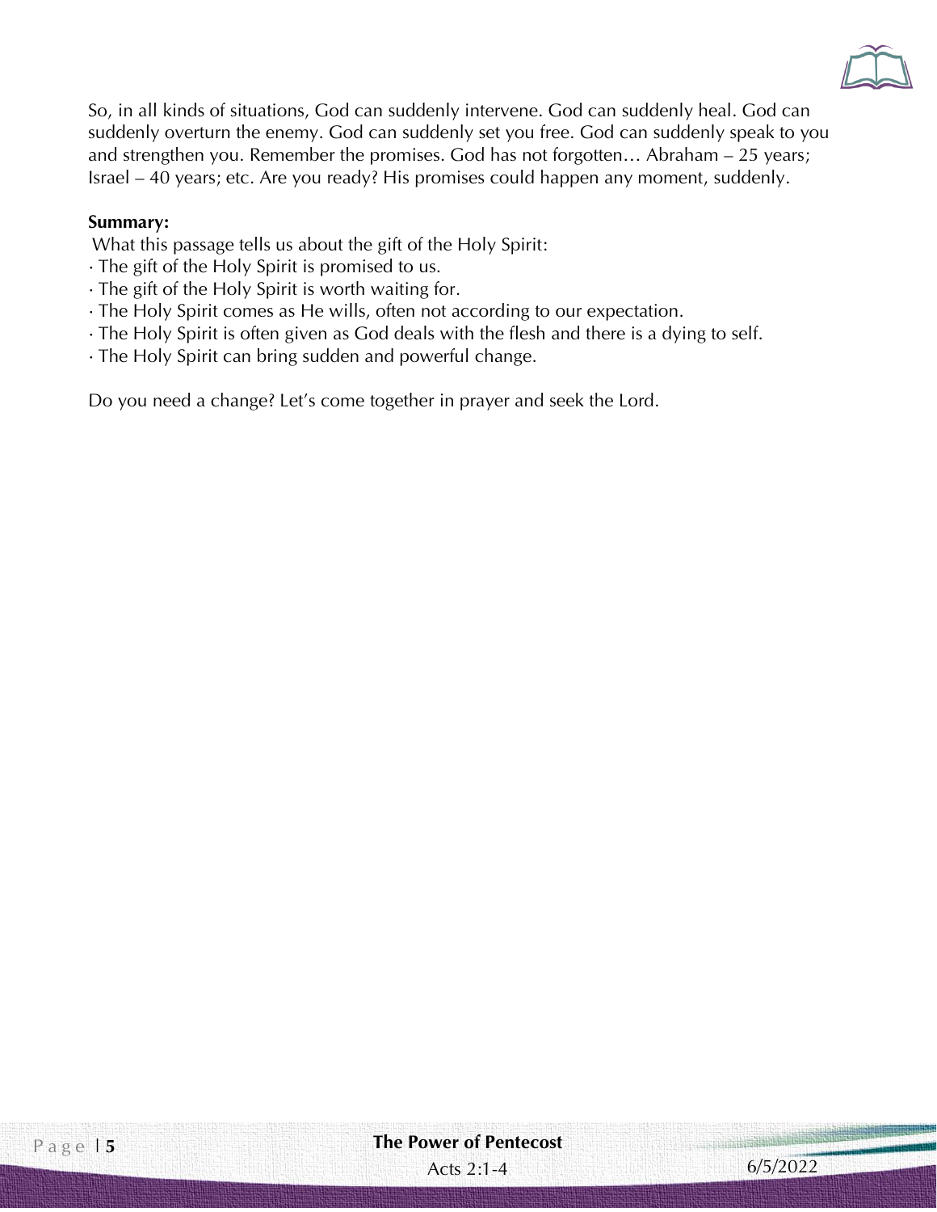So, in all kinds of situations, God can suddenly intervene. God can suddenly heal. God can suddenly overturn the enemy. God can suddenly set you free. God can suddenly speak to you and strengthen you. Remember the promises. God has not forgotten… Abraham – 25 years; Israel – 40 years; etc. Are you ready? His promises could happen any moment, suddenly.

**Summary:**

What this passage tells us about the gift of the Holy Spirit:

- The gift of the Holy Spirit is promised to us.
- The gift of the Holy Spirit is worth waiting for.
- The Holy Spirit comes as He wills, often not according to our expectation.
- The Holy Spirit is often given as God deals with the flesh and there is a dying to self.
- The Holy Spirit can bring sudden and powerful change.

Do you need a change? Let's come together in prayer and seek the Lord.